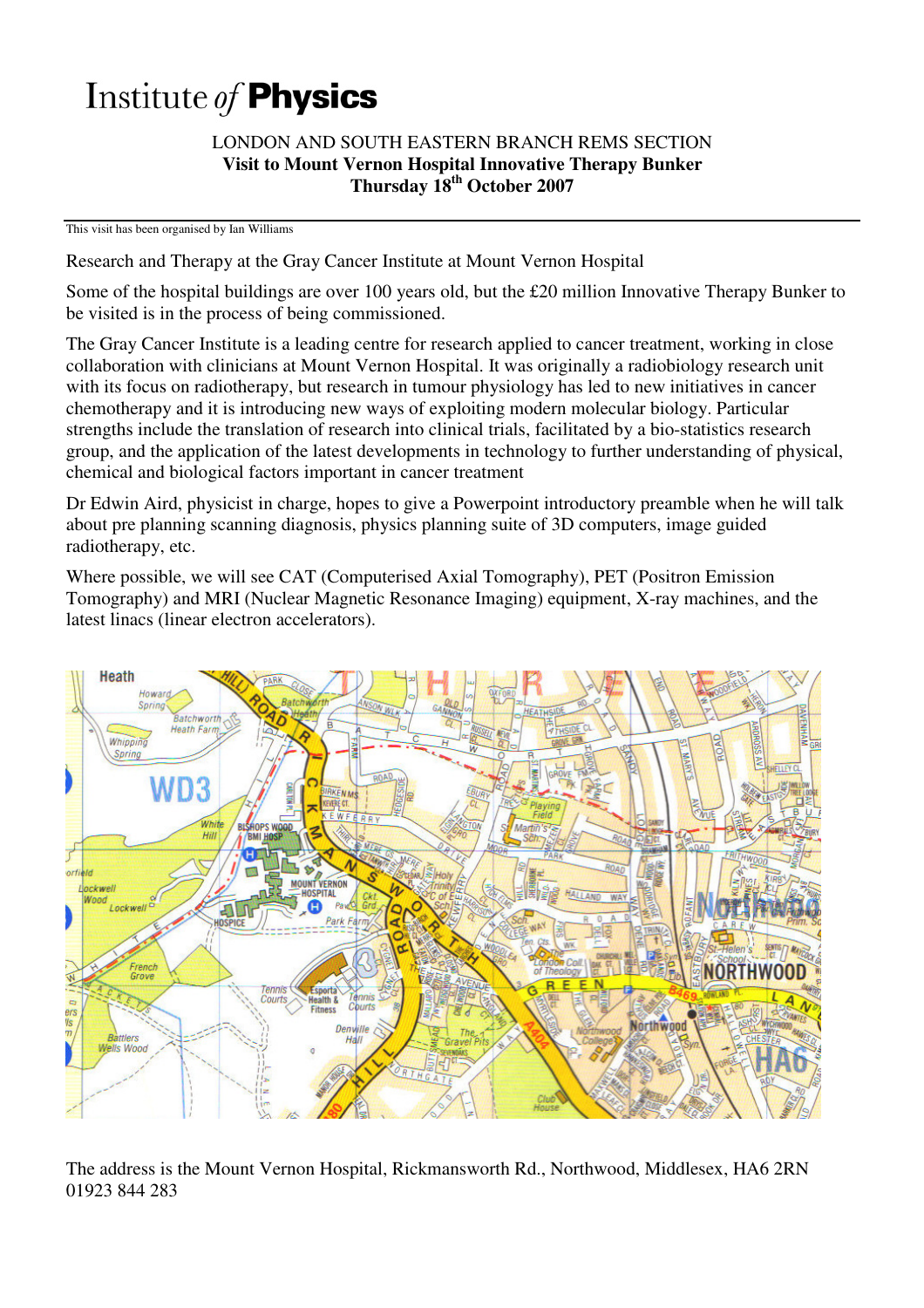# Institute *of* **Physics**

LONDON AND SOUTH EASTERN BRANCH REMS SECTION

**Visit to Mount Vernon Hospital Innovative Therapy Bunker**

**Thursday 18th October 2007**

---

This visit has been organised by Ian Williams

Research and Therapy at the Gray Cancer Institute at Mount Vernon Hospital

Some of the hospital buildings are over 100 years old, but the £20 million Innovative Therapy Bunker to be visited is in the process of being commissioned.

The Gray Cancer Institute is a leading centre for research applied to cancer treatment, working in close collaboration with clinicians at Mount Vernon Hospital. It was originally a radiobiology research unit with its focus on radiotherapy, but research in tumour physiology has led to new initiatives in cancer chemotherapy and it is introducing new ways of exploiting modern molecular biology. Particular strengths include the translation of research into clinical trials, facilitated by a bio-statistics research group, and the application of the latest developments in technology to further understanding of physical, chemical and biological factors important in cancer treatment

Dr Edwin Aird, physicist in charge, hopes to give a Powerpoint introductory preamble when he will talk about pre planning scanning diagnosis, physics planning suite of 3D computers, image guided radiotherapy, etc.

Where possible, we will see CAT (Computerised Axial Tomography), PET (Positron Emission Tomography) and MRI (Nuclear Magnetic Resonance Imaging) equipment, X-ray machines, and the latest linacs (linear electron accelerators).

The address is the Mount Vernon Hospital, Rickmansworth Rd., Northwood, Middlesex, HA6 2RN 01923 844 283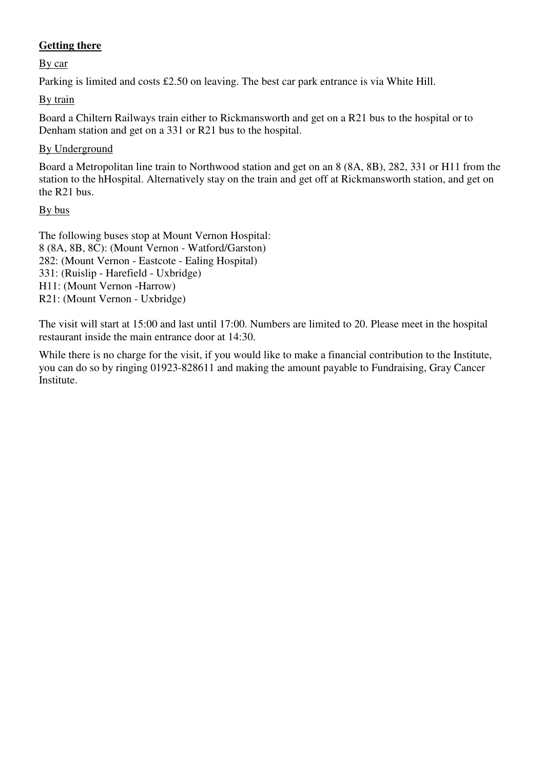## Getting there

By car

Parking is limited and costs £2.50 on leaving. The best car park entrance is via White Hill.

By train

Board a Chiltern Railways train either to Rickmansworth and get on a R21 bus to the hospital or to Denham station and get on a 331 or R21 bus to the hospital.

By Underground

Board a Metropolitan line train to Northwood station and get on an 8 (8A, 8B), 282, 331 or H11 from the station to the hHospital. Alternatively stay on the train and get off at Rickmansworth station, and get on the R21 bus.

By bus

The following buses stop at Mount Vernon Hospital:
8 (8A, 8B, 8C): (Mount Vernon - Watford/Garston)
282: (Mount Vernon - Eastcote - Ealing Hospital)
331: (Ruislip - Harefield - Uxbridge)
H11: (Mount Vernon -Harrow)
R21: (Mount Vernon - Uxbridge)

The visit will start at 15:00 and last until 17:00. Numbers are limited to 20. Please meet in the hospital restaurant inside the main entrance door at 14:30.

While there is no charge for the visit, if you would like to make a financial contribution to the Institute, you can do so by ringing 01923-828611 and making the amount payable to Fundraising, Gray Cancer Institute.